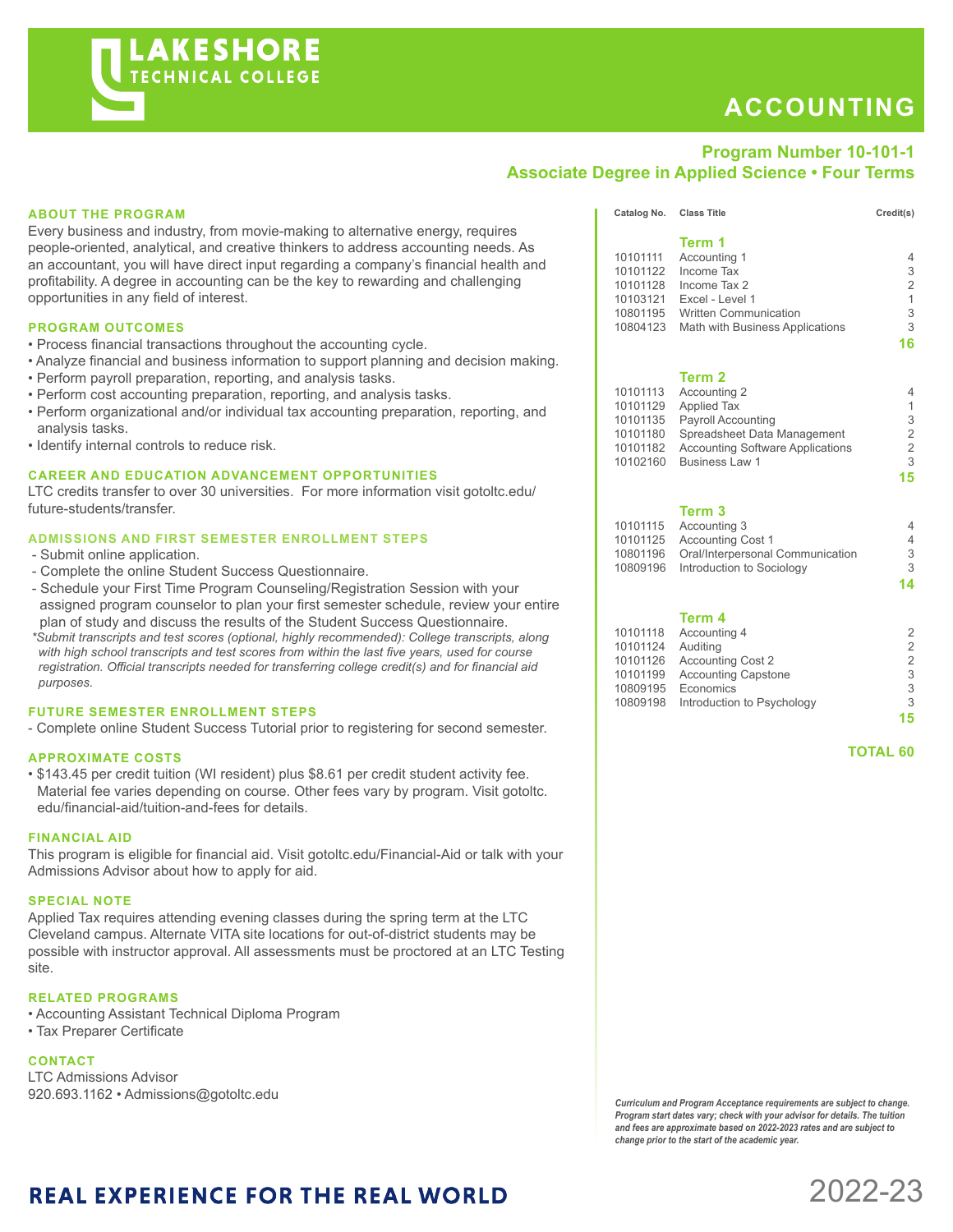# LAKESHORE TECHNICAL COLLEGE

# ACCOUNTING

## Program Number 10-101-1
## Associate Degree in Applied Science • Four Terms

### ABOUT THE PROGRAM

Every business and industry, from movie-making to alternative energy, requires people-oriented, analytical, and creative thinkers to address accounting needs. As an accountant, you will have direct input regarding a company's financial health and profitability. A degree in accounting can be the key to rewarding and challenging opportunities in any field of interest.

### PROGRAM OUTCOMES

- Process financial transactions throughout the accounting cycle.
- Analyze financial and business information to support planning and decision making.
- Perform payroll preparation, reporting, and analysis tasks.
- Perform cost accounting preparation, reporting, and analysis tasks.
- Perform organizational and/or individual tax accounting preparation, reporting, and analysis tasks.
- Identify internal controls to reduce risk.

### CAREER AND EDUCATION ADVANCEMENT OPPORTUNITIES

LTC credits transfer to over 30 universities. For more information visit gotoltc.edu/future-students/transfer.

### ADMISSIONS AND FIRST SEMESTER ENROLLMENT STEPS

- Submit online application.
- Complete the online Student Success Questionnaire.
- Schedule your First Time Program Counseling/Registration Session with your assigned program counselor to plan your first semester schedule, review your entire plan of study and discuss the results of the Student Success Questionnaire.

*\*Submit transcripts and test scores (optional, highly recommended): College transcripts, along with high school transcripts and test scores from within the last five years, used for course registration. Official transcripts needed for transferring college credit(s) and for financial aid purposes.*

### FUTURE SEMESTER ENROLLMENT STEPS

- Complete online Student Success Tutorial prior to registering for second semester.

### APPROXIMATE COSTS

- $143.45 per credit tuition (WI resident) plus $8.61 per credit student activity fee. Material fee varies depending on course. Other fees vary by program. Visit gotoltc.edu/financial-aid/tuition-and-fees for details.

### FINANCIAL AID

This program is eligible for financial aid. Visit gotoltc.edu/Financial-Aid or talk with your Admissions Advisor about how to apply for aid.

### SPECIAL NOTE

Applied Tax requires attending evening classes during the spring term at the LTC Cleveland campus. Alternate VITA site locations for out-of-district students may be possible with instructor approval. All assessments must be proctored at an LTC Testing site.

### RELATED PROGRAMS

- Accounting Assistant Technical Diploma Program
- Tax Preparer Certificate

### CONTACT

LTC Admissions Advisor
920.693.1162 • Admissions@gotoltc.edu

| Catalog No. | Class Title | Credit(s) |
|---|---|---|
| | **Term 1** | |
| 10101111 | Accounting 1 | 4 |
| 10101122 | Income Tax | 3 |
| 10101128 | Income Tax 2 | 2 |
| 10103121 | Excel - Level 1 | 1 |
| 10801195 | Written Communication | 3 |
| 10804123 | Math with Business Applications | 3 |
| | | **16** |
| | **Term 2** | |
| 10101113 | Accounting 2 | 4 |
| 10101129 | Applied Tax | 1 |
| 10101135 | Payroll Accounting | 3 |
| 10101180 | Spreadsheet Data Management | 2 |
| 10101182 | Accounting Software Applications | 2 |
| 10102160 | Business Law 1 | 3 |
| | | **15** |
| | **Term 3** | |
| 10101115 | Accounting 3 | 4 |
| 10101125 | Accounting Cost 1 | 4 |
| 10801196 | Oral/Interpersonal Communication | 3 |
| 10809196 | Introduction to Sociology | 3 |
| | | **14** |
| | **Term 4** | |
| 10101118 | Accounting 4 | 2 |
| 10101124 | Auditing | 2 |
| 10101126 | Accounting Cost 2 | 2 |
| 10101199 | Accounting Capstone | 3 |
| 10809195 | Economics | 3 |
| 10809198 | Introduction to Psychology | 3 |
| | | **15** |
| | | **TOTAL 60** |

*Curriculum and Program Acceptance requirements are subject to change. Program start dates vary; check with your advisor for details. The tuition and fees are approximate based on 2022-2023 rates and are subject to change prior to the start of the academic year.*

**REAL EXPERIENCE FOR THE REAL WORLD**

2022-23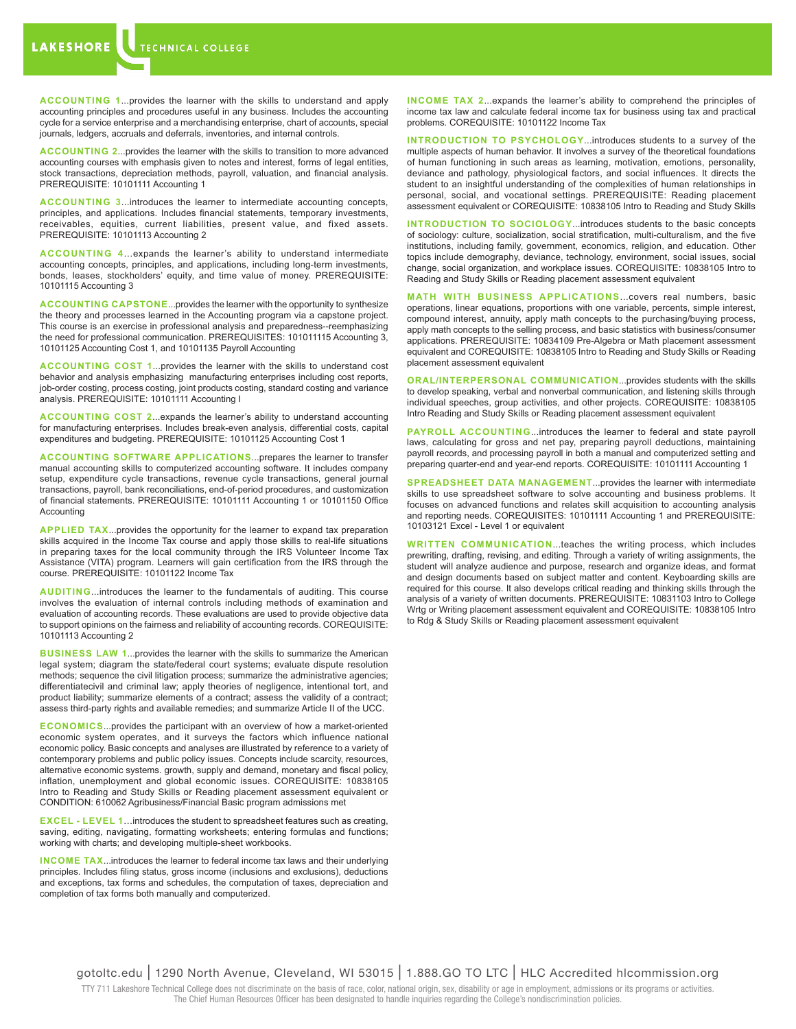**ACCOUNTING 1**...provides the learner with the skills to understand and apply accounting principles and procedures useful in any business. Includes the accounting cycle for a service enterprise and a merchandising enterprise, chart of accounts, special journals, ledgers, accruals and deferrals, inventories, and internal controls.

**ACCOUNTING 2**...provides the learner with the skills to transition to more advanced accounting courses with emphasis given to notes and interest, forms of legal entities, stock transactions, depreciation methods, payroll, valuation, and financial analysis. PREREQUISITE: 10101111 Accounting 1

**ACCOUNTING 3**...introduces the learner to intermediate accounting concepts, principles, and applications. Includes financial statements, temporary investments, receivables, equities, current liabilities, present value, and fixed assets. PREREQUISITE: 10101113 Accounting 2

**ACCOUNTING 4**...expands the learner's ability to understand intermediate accounting concepts, principles, and applications, including long-term investments, bonds, leases, stockholders' equity, and time value of money. PREREQUISITE: 10101115 Accounting 3

**ACCOUNTING CAPSTONE**...provides the learner with the opportunity to synthesize the theory and processes learned in the Accounting program via a capstone project. This course is an exercise in professional analysis and preparedness--reemphasizing the need for professional communication. PREREQUISITES: 101011115 Accounting 3, 10101125 Accounting Cost 1, and 10101135 Payroll Accounting

**ACCOUNTING COST 1**...provides the learner with the skills to understand cost behavior and analysis emphasizing manufacturing enterprises including cost reports, job-order costing, process costing, joint products costing, standard costing and variance analysis. PREREQUISITE: 10101111 Accounting I

**ACCOUNTING COST 2**...expands the learner's ability to understand accounting for manufacturing enterprises. Includes break-even analysis, differential costs, capital expenditures and budgeting. PREREQUISITE: 10101125 Accounting Cost 1

**ACCOUNTING SOFTWARE APPLICATIONS**...prepares the learner to transfer manual accounting skills to computerized accounting software. It includes company setup, expenditure cycle transactions, revenue cycle transactions, general journal transactions, payroll, bank reconciliations, end-of-period procedures, and customization of financial statements. PREREQUISITE: 10101111 Accounting 1 or 10101150 Office Accounting

**APPLIED TAX**...provides the opportunity for the learner to expand tax preparation skills acquired in the Income Tax course and apply those skills to real-life situations in preparing taxes for the local community through the IRS Volunteer Income Tax Assistance (VITA) program. Learners will gain certification from the IRS through the course. PREREQUISITE: 10101122 Income Tax

**AUDITING**...introduces the learner to the fundamentals of auditing. This course involves the evaluation of internal controls including methods of examination and evaluation of accounting records. These evaluations are used to provide objective data to support opinions on the fairness and reliability of accounting records. COREQUISITE: 10101113 Accounting 2

**BUSINESS LAW 1**...provides the learner with the skills to summarize the American legal system; diagram the state/federal court systems; evaluate dispute resolution methods; sequence the civil litigation process; summarize the administrative agencies; differentiatecivil and criminal law; apply theories of negligence, intentional tort, and product liability; summarize elements of a contract; assess the validity of a contract; assess third-party rights and available remedies; and summarize Article II of the UCC.

**ECONOMICS**...provides the participant with an overview of how a market-oriented economic system operates, and it surveys the factors which influence national economic policy. Basic concepts and analyses are illustrated by reference to a variety of contemporary problems and public policy issues. Concepts include scarcity, resources, alternative economic systems. growth, supply and demand, monetary and fiscal policy, inflation, unemployment and global economic issues. COREQUISITE: 10838105 Intro to Reading and Study Skills or Reading placement assessment equivalent or CONDITION: 610062 Agribusiness/Financial Basic program admissions met

**EXCEL - LEVEL 1**...introduces the student to spreadsheet features such as creating, saving, editing, navigating, formatting worksheets; entering formulas and functions; working with charts; and developing multiple-sheet workbooks.

**INCOME TAX**...introduces the learner to federal income tax laws and their underlying principles. Includes filing status, gross income (inclusions and exclusions), deductions and exceptions, tax forms and schedules, the computation of taxes, depreciation and completion of tax forms both manually and computerized.

**INCOME TAX 2**...expands the learner's ability to comprehend the principles of income tax law and calculate federal income tax for business using tax and practical problems. COREQUISITE: 10101122 Income Tax

**INTRODUCTION TO PSYCHOLOGY**...introduces students to a survey of the multiple aspects of human behavior. It involves a survey of the theoretical foundations of human functioning in such areas as learning, motivation, emotions, personality, deviance and pathology, physiological factors, and social influences. It directs the student to an insightful understanding of the complexities of human relationships in personal, social, and vocational settings. PREREQUISITE: Reading placement assessment equivalent or COREQUISITE: 10838105 Intro to Reading and Study Skills

**INTRODUCTION TO SOCIOLOGY**...introduces students to the basic concepts of sociology: culture, socialization, social stratification, multi-culturalism, and the five institutions, including family, government, economics, religion, and education. Other topics include demography, deviance, technology, environment, social issues, social change, social organization, and workplace issues. COREQUISITE: 10838105 Intro to Reading and Study Skills or Reading placement assessment equivalent

**MATH WITH BUSINESS APPLICATIONS**...covers real numbers, basic operations, linear equations, proportions with one variable, percents, simple interest, compound interest, annuity, apply math concepts to the purchasing/buying process, apply math concepts to the selling process, and basic statistics with business/consumer applications. PREREQUISITE: 10834109 Pre-Algebra or Math placement assessment equivalent and COREQUISITE: 10838105 Intro to Reading and Study Skills or Reading placement assessment equivalent

**ORAL/INTERPERSONAL COMMUNICATION**...provides students with the skills to develop speaking, verbal and nonverbal communication, and listening skills through individual speeches, group activities, and other projects. COREQUISITE: 10838105 Intro Reading and Study Skills or Reading placement assessment equivalent

**PAYROLL ACCOUNTING**...introduces the learner to federal and state payroll laws, calculating for gross and net pay, preparing payroll deductions, maintaining payroll records, and processing payroll in both a manual and computerized setting and preparing quarter-end and year-end reports. COREQUISITE: 10101111 Accounting 1

**SPREADSHEET DATA MANAGEMENT**...provides the learner with intermediate skills to use spreadsheet software to solve accounting and business problems. It focuses on advanced functions and relates skill acquisition to accounting analysis and reporting needs. COREQUISITES: 10101111 Accounting 1 and PREREQUISITE: 10103121 Excel - Level 1 or equivalent

**WRITTEN COMMUNICATION**...teaches the writing process, which includes prewriting, drafting, revising, and editing. Through a variety of writing assignments, the student will analyze audience and purpose, research and organize ideas, and format and design documents based on subject matter and content. Keyboarding skills are required for this course. It also develops critical reading and thinking skills through the analysis of a variety of written documents. PREREQUISITE: 10831103 Intro to College Wrtg or Writing placement assessment equivalent and COREQUISITE: 10838105 Intro to Rdg & Study Skills or Reading placement assessment equivalent

gotoltc.edu | 1290 North Avenue, Cleveland, WI 53015 | 1.888.GO TO LTC | HLC Accredited hlcommission.org

TTY 711 Lakeshore Technical College does not discriminate on the basis of race, color, national origin, sex, disability or age in employment, admissions or its programs or activities. The Chief Human Resources Officer has been designated to handle inquiries regarding the College's nondiscrimination policies.